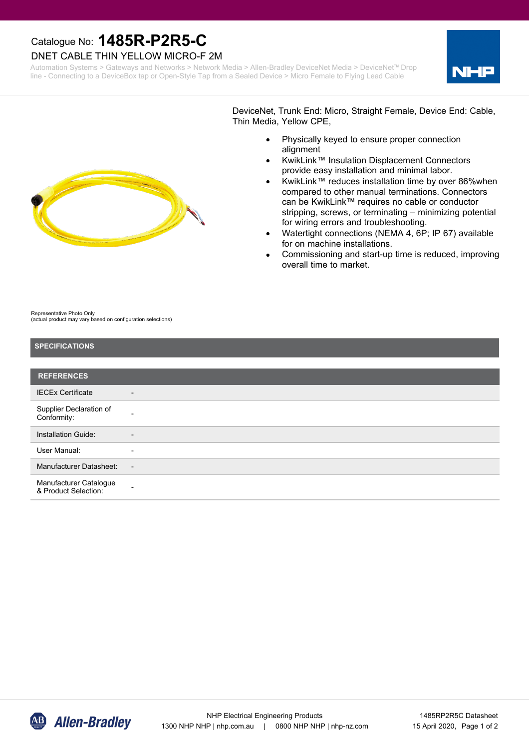Catalogue No: **1485R-P2R5-C**

# DNET CABLE THIN YELLOW MICRO-F 2M

Automation Systems > Gateways and Networks > Network Media > Allen-Bradley DeviceNet Media > DeviceNet™ Drop line - Connecting to a DeviceBox tap or Open-Style Tap from a Sealed Device > Micro Female to Flying Lead Cable

Representative Photo Only
(actual product may vary based on configuration selections)

DeviceNet, Trunk End: Micro, Straight Female, Device End: Cable, Thin Media, Yellow CPE,

- Physically keyed to ensure proper connection alignment
- KwikLink™ Insulation Displacement Connectors provide easy installation and minimal labor.
- KwikLink™ reduces installation time by over 86%when compared to other manual terminations. Connectors can be KwikLink™ requires no cable or conductor stripping, screws, or terminating – minimizing potential for wiring errors and troubleshooting.
- Watertight connections (NEMA 4, 6P; IP 67) available for on machine installations.
- Commissioning and start-up time is reduced, improving overall time to market.

## SPECIFICATIONS

| REFERENCES | |
|---|---|
| IECEx Certificate | - |
| Supplier Declaration of Conformity: | - |
| Installation Guide: | - |
| User Manual: | - |
| Manufacturer Datasheet: | - |
| Manufacturer Catalogue & Product Selection: | - |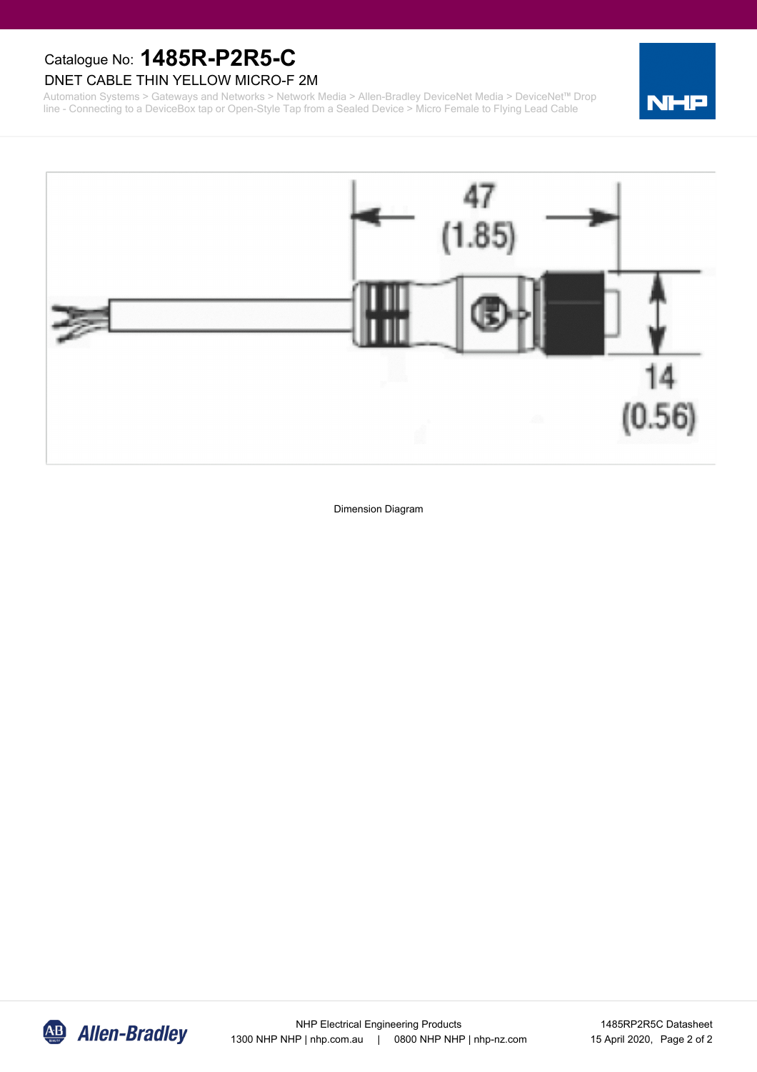Catalogue No: **1485R-P2R5-C**

DNET CABLE THIN YELLOW MICRO-F 2M

Automation Systems > Gateways and Networks > Network Media > Allen-Bradley DeviceNet Media > DeviceNet™ Drop line - Connecting to a DeviceBox tap or Open-Style Tap from a Sealed Device > Micro Female to Flying Lead Cable

47
(1.85)

14
(0.56)

Dimension Diagram